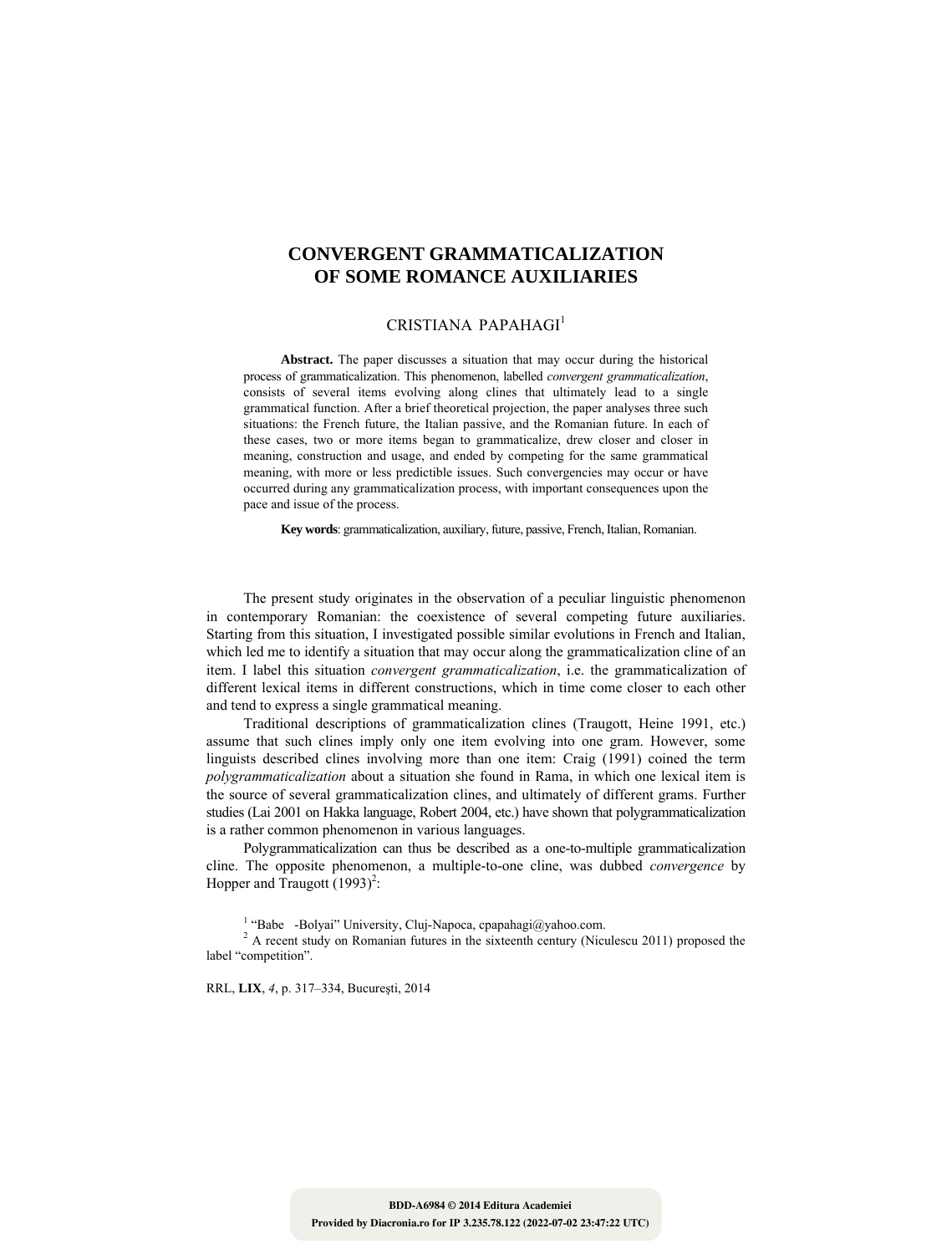# CONVERGENT GRAMMATICALIZATION OF SOME ROMANCE AUXILIARIES

CRISTIANA PAPAHAGI[1]

**Abstract.** The paper discusses a situation that may occur during the historical process of grammaticalization. This phenomenon, labelled *convergent grammaticalization*, consists of several items evolving along clines that ultimately lead to a single grammatical function. After a brief theoretical projection, the paper analyses three such situations: the French future, the Italian passive, and the Romanian future. In each of these cases, two or more items began to grammaticalize, drew closer and closer in meaning, construction and usage, and ended by competing for the same grammatical meaning, with more or less predictible issues. Such convergencies may occur or have occurred during any grammaticalization process, with important consequences upon the pace and issue of the process.

**Key words**: grammaticalization, auxiliary, future, passive, French, Italian, Romanian.

The present study originates in the observation of a peculiar linguistic phenomenon in contemporary Romanian: the coexistence of several competing future auxiliaries. Starting from this situation, I investigated possible similar evolutions in French and Italian, which led me to identify a situation that may occur along the grammaticalization cline of an item. I label this situation *convergent grammaticalization*, i.e. the grammaticalization of different lexical items in different constructions, which in time come closer to each other and tend to express a single grammatical meaning.

Traditional descriptions of grammaticalization clines (Traugott, Heine 1991, etc.) assume that such clines imply only one item evolving into one gram. However, some linguists described clines involving more than one item: Craig (1991) coined the term *polygrammaticalization* about a situation she found in Rama, in which one lexical item is the source of several grammaticalization clines, and ultimately of different grams. Further studies (Lai 2001 on Hakka language, Robert 2004, etc.) have shown that polygrammaticalization is a rather common phenomenon in various languages.

Polygrammaticalization can thus be described as a one-to-multiple grammaticalization cline. The opposite phenomenon, a multiple-to-one cline, was dubbed *convergence* by Hopper and Traugott (1993)[2]:

[1] "Babe -Bolyai" University, Cluj-Napoca, cpapahagi@yahoo.com.

[2] A recent study on Romanian futures in the sixteenth century (Niculescu 2011) proposed the label "competition".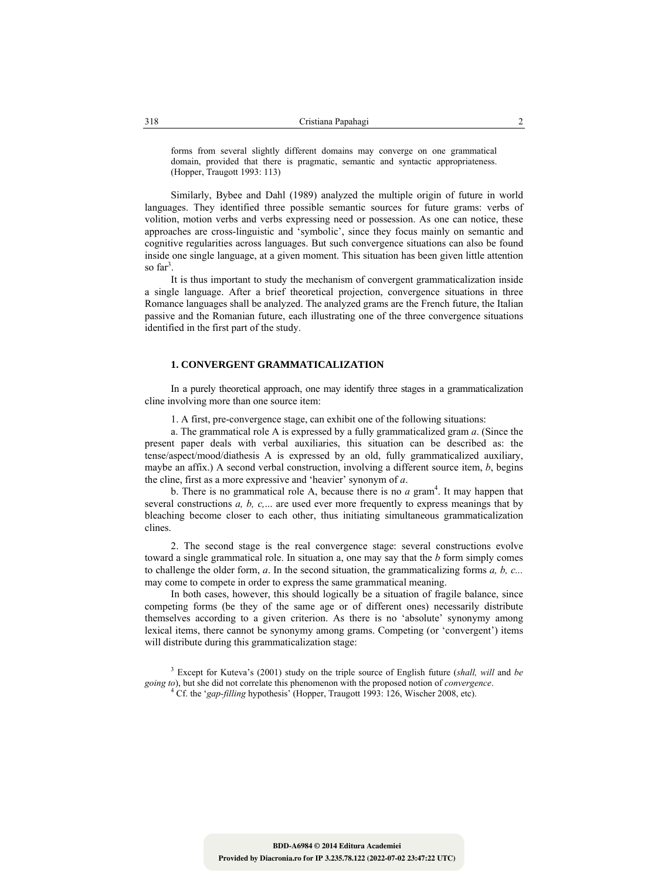> forms from several slightly different domains may converge on one grammatical domain, provided that there is pragmatic, semantic and syntactic appropriateness. (Hopper, Traugott 1993: 113)

Similarly, Bybee and Dahl (1989) analyzed the multiple origin of future in world languages. They identified three possible semantic sources for future grams: verbs of volition, motion verbs and verbs expressing need or possession. As one can notice, these approaches are cross-linguistic and 'symbolic', since they focus mainly on semantic and cognitive regularities across languages. But such convergence situations can also be found inside one single language, at a given moment. This situation has been given little attention so far[3].

It is thus important to study the mechanism of convergent grammaticalization inside a single language. After a brief theoretical projection, convergence situations in three Romance languages shall be analyzed. The analyzed grams are the French future, the Italian passive and the Romanian future, each illustrating one of the three convergence situations identified in the first part of the study.

## 1. CONVERGENT GRAMMATICALIZATION

In a purely theoretical approach, one may identify three stages in a grammaticalization cline involving more than one source item:

1. A first, pre-convergence stage, can exhibit one of the following situations:

a. The grammatical role A is expressed by a fully grammaticalized gram *a*. (Since the present paper deals with verbal auxiliaries, this situation can be described as: the tense/aspect/mood/diathesis A is expressed by an old, fully grammaticalized auxiliary, maybe an affix.) A second verbal construction, involving a different source item, *b*, begins the cline, first as a more expressive and 'heavier' synonym of *a*.

b. There is no grammatical role A, because there is no *a* gram[4]. It may happen that several constructions *a, b, c,...* are used ever more frequently to express meanings that by bleaching become closer to each other, thus initiating simultaneous grammaticalization clines.

2. The second stage is the real convergence stage: several constructions evolve toward a single grammatical role. In situation a, one may say that the *b* form simply comes to challenge the older form, *a*. In the second situation, the grammaticalizing forms *a, b, c...* may come to compete in order to express the same grammatical meaning.

In both cases, however, this should logically be a situation of fragile balance, since competing forms (be they of the same age or of different ones) necessarily distribute themselves according to a given criterion. As there is no 'absolute' synonymy among lexical items, there cannot be synonymy among grams. Competing (or 'convergent') items will distribute during this grammaticalization stage:

---

[3] Except for Kuteva's (2001) study on the triple source of English future (*shall, will* and *be going to*), but she did not correlate this phenomenon with the proposed notion of *convergence*.

[4] Cf. the '*gap-filling* hypothesis' (Hopper, Traugott 1993: 126, Wischer 2008, etc).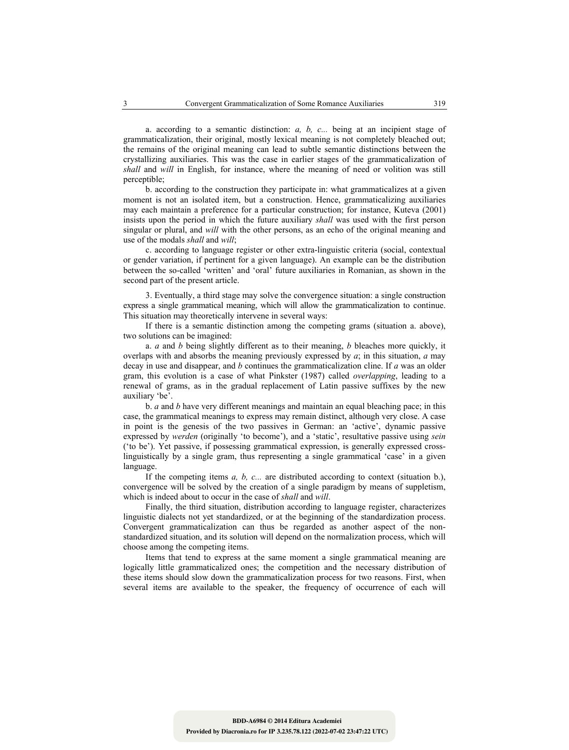a. according to a semantic distinction: *a, b, c...* being at an incipient stage of grammaticalization, their original, mostly lexical meaning is not completely bleached out; the remains of the original meaning can lead to subtle semantic distinctions between the crystallizing auxiliaries. This was the case in earlier stages of the grammaticalization of *shall* and *will* in English, for instance, where the meaning of need or volition was still perceptible;

b. according to the construction they participate in: what grammaticalizes at a given moment is not an isolated item, but a construction. Hence, grammaticalizing auxiliaries may each maintain a preference for a particular construction; for instance, Kuteva (2001) insists upon the period in which the future auxiliary *shall* was used with the first person singular or plural, and *will* with the other persons, as an echo of the original meaning and use of the modals *shall* and *will*;

c. according to language register or other extra-linguistic criteria (social, contextual or gender variation, if pertinent for a given language). An example can be the distribution between the so-called 'written' and 'oral' future auxiliaries in Romanian, as shown in the second part of the present article.

3. Eventually, a third stage may solve the convergence situation: a single construction express a single grammatical meaning, which will allow the grammaticalization to continue. This situation may theoretically intervene in several ways:

If there is a semantic distinction among the competing grams (situation a. above), two solutions can be imagined:

a. *a* and *b* being slightly different as to their meaning, *b* bleaches more quickly, it overlaps with and absorbs the meaning previously expressed by *a*; in this situation, *a* may decay in use and disappear, and *b* continues the grammaticalization cline. If *a* was an older gram, this evolution is a case of what Pinkster (1987) called *overlapping*, leading to a renewal of grams, as in the gradual replacement of Latin passive suffixes by the new auxiliary 'be'.

b. *a* and *b* have very different meanings and maintain an equal bleaching pace; in this case, the grammatical meanings to express may remain distinct, although very close. A case in point is the genesis of the two passives in German: an 'active', dynamic passive expressed by *werden* (originally 'to become'), and a 'static', resultative passive using *sein* ('to be'). Yet passive, if possessing grammatical expression, is generally expressed cross-linguistically by a single gram, thus representing a single grammatical 'case' in a given language.

If the competing items *a, b, c...* are distributed according to context (situation b.), convergence will be solved by the creation of a single paradigm by means of suppletism, which is indeed about to occur in the case of *shall* and *will*.

Finally, the third situation, distribution according to language register, characterizes linguistic dialects not yet standardized, or at the beginning of the standardization process. Convergent grammaticalization can thus be regarded as another aspect of the non-standardized situation, and its solution will depend on the normalization process, which will choose among the competing items.

Items that tend to express at the same moment a single grammatical meaning are logically little grammaticalized ones; the competition and the necessary distribution of these items should slow down the grammaticalization process for two reasons. First, when several items are available to the speaker, the frequency of occurrence of each will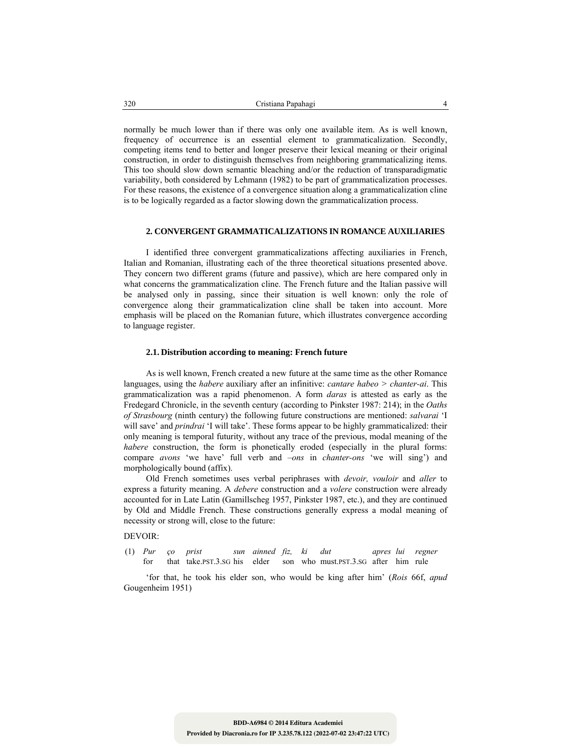normally be much lower than if there was only one available item. As is well known, frequency of occurrence is an essential element to grammaticalization. Secondly, competing items tend to better and longer preserve their lexical meaning or their original construction, in order to distinguish themselves from neighboring grammaticalizing items. This too should slow down semantic bleaching and/or the reduction of transparadigmatic variability, both considered by Lehmann (1982) to be part of grammaticalization processes. For these reasons, the existence of a convergence situation along a grammaticalization cline is to be logically regarded as a factor slowing down the grammaticalization process.

## 2. CONVERGENT GRAMMATICALIZATIONS IN ROMANCE AUXILIARIES

I identified three convergent grammaticalizations affecting auxiliaries in French, Italian and Romanian, illustrating each of the three theoretical situations presented above. They concern two different grams (future and passive), which are here compared only in what concerns the grammaticalization cline. The French future and the Italian passive will be analysed only in passing, since their situation is well known: only the role of convergence along their grammaticalization cline shall be taken into account. More emphasis will be placed on the Romanian future, which illustrates convergence according to language register.

### 2.1. Distribution according to meaning: French future

As is well known, French created a new future at the same time as the other Romance languages, using the *habere* auxiliary after an infinitive: *cantare habeo* > *chanter-ai*. This grammaticalization was a rapid phenomenon. A form *daras* is attested as early as the Fredegard Chronicle, in the seventh century (according to Pinkster 1987: 214); in the *Oaths of Strasbourg* (ninth century) the following future constructions are mentioned: *salvarai* 'I will save' and *prindrai* 'I will take'. These forms appear to be highly grammaticalized: their only meaning is temporal futurity, without any trace of the previous, modal meaning of the *habere* construction, the form is phonetically eroded (especially in the plural forms: compare *avons* 'we have' full verb and *–ons* in *chanter-ons* 'we will sing') and morphologically bound (affix).

Old French sometimes uses verbal periphrases with *devoir, vouloir* and *aller* to express a futurity meaning. A *debere* construction and a *volere* construction were already accounted for in Late Latin (Gamillscheg 1957, Pinkster 1987, etc.), and they are continued by Old and Middle French. These constructions generally express a modal meaning of necessity or strong will, close to the future:

DEVOIR:

(1) *Pur* *ço* *prist* *sun* *ainned* *fiz,* *ki* *dut* *apres* *lui* *regner*
for that take.PST.3.SG his elder son who must.PST.3.SG after him rule

'for that, he took his elder son, who would be king after him' (*Rois* 66f, *apud* Gougenheim 1951)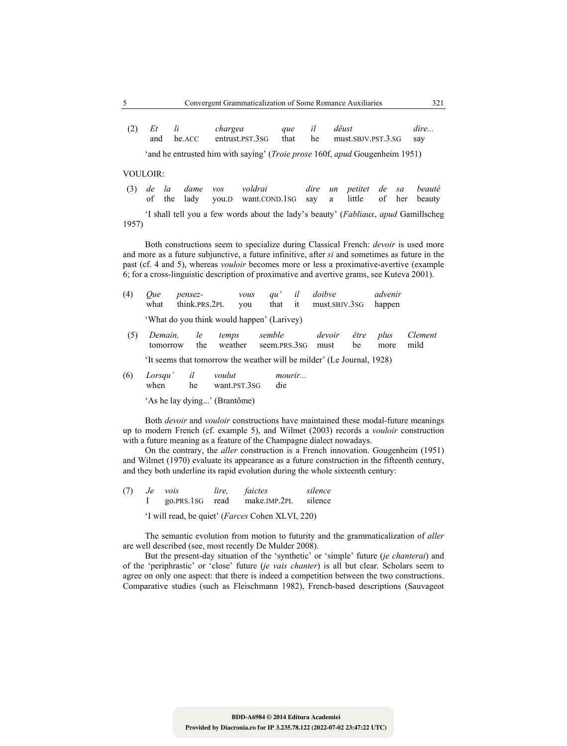(2) *Et li chargea que il dëust dire...*
and he.ACC entrust.PST.3SG that he must.SBJV.PST.3.SG say

'and he entrusted him with saying' (*Troie prose* 160f, *apud* Gougenheim 1951)

VOULOIR:

(3) *de la dame vos voldrai dire un petitet de sa beauté*
of the lady you.D want.COND.1SG say a little of her beauty

'I shall tell you a few words about the lady's beauty' (*Fabliaux*, *apud* Gamillscheg 1957)

Both constructions seem to specialize during Classical French: *devoir* is used more and more as a future subjunctive, a future infinitive, after *si* and sometimes as future in the past (cf. 4 and 5), whereas *vouloir* becomes more or less a proximative-avertive (example 6; for a cross-linguistic description of proximative and avertive grams, see Kuteva 2001).

(4) *Que pensez- vous qu' il doibve advenir*
what think.PRS.2PL you that it must.SBJV.3SG happen

'What do you think would happen' (Larivey)

(5) *Demain, le temps semble devoir être plus Clement*
tomorrow the weather seem.PRS.3SG must be more mild

'It seems that tomorrow the weather will be milder' (Le Journal, 1928)

(6) *Lorsqu' il voulut mourir...*
when he want.PST.3SG die

'As he lay dying...' (Brantôme)

Both *devoir* and *vouloir* constructions have maintained these modal-future meanings up to modern French (cf. example 5), and Wilmet (2003) records a *vouloir* construction with a future meaning as a feature of the Champagne dialect nowadays.

On the contrary, the *aller* construction is a French innovation. Gougenheim (1951) and Wilmet (1970) evaluate its appearance as a future construction in the fifteenth century, and they both underline its rapid evolution during the whole sixteenth century:

(7) *Je vois lire, faictes silence*
I go.PRS.1SG read make.IMP.2PL silence

'I will read, be quiet' (*Farces* Cohen XLVI, 220)

The semantic evolution from motion to futurity and the grammaticalization of *aller* are well described (see, most recently De Mulder 2008).

But the present-day situation of the 'synthetic' or 'simple' future (*je chanterai*) and of the 'periphrastic' or 'close' future (*je vais chanter*) is all but clear. Scholars seem to agree on only one aspect: that there is indeed a competition between the two constructions. Comparative studies (such as Fleischmann 1982), French-based descriptions (Sauvageot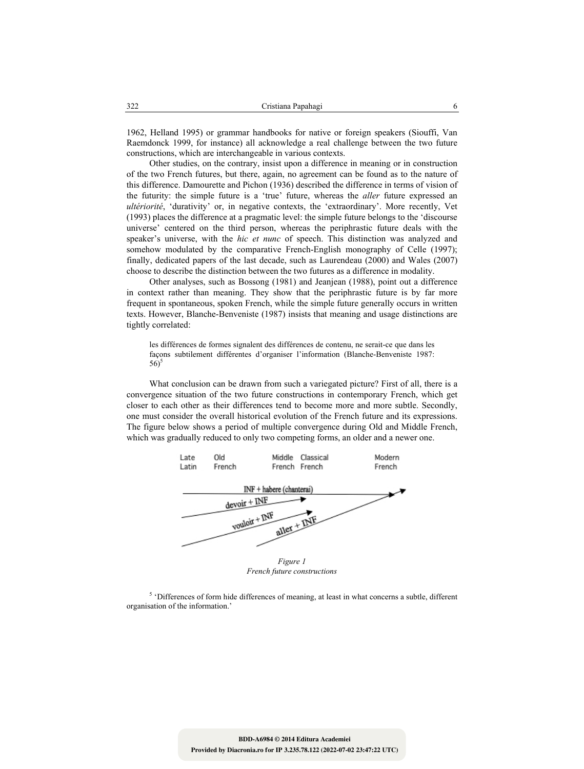1962, Helland 1995) or grammar handbooks for native or foreign speakers (Siouffi, Van Raemdonck 1999, for instance) all acknowledge a real challenge between the two future constructions, which are interchangeable in various contexts.

Other studies, on the contrary, insist upon a difference in meaning or in construction of the two French futures, but there, again, no agreement can be found as to the nature of this difference. Damourette and Pichon (1936) described the difference in terms of vision of the futurity: the simple future is a 'true' future, whereas the *aller* future expressed an *ultériorité*, 'durativity' or, in negative contexts, the 'extraordinary'. More recently, Vet (1993) places the difference at a pragmatic level: the simple future belongs to the 'discourse universe' centered on the third person, whereas the periphrastic future deals with the speaker's universe, with the *hic et nunc* of speech. This distinction was analyzed and somehow modulated by the comparative French-English monography of Celle (1997); finally, dedicated papers of the last decade, such as Laurendeau (2000) and Wales (2007) choose to describe the distinction between the two futures as a difference in modality.

Other analyses, such as Bossong (1981) and Jeanjean (1988), point out a difference in context rather than meaning. They show that the periphrastic future is by far more frequent in spontaneous, spoken French, while the simple future generally occurs in written texts. However, Blanche-Benveniste (1987) insists that meaning and usage distinctions are tightly correlated:

> les différences de formes signalent des différences de contenu, ne serait-ce que dans les façons subtilement différentes d'organiser l'information (Blanche-Benveniste 1987: 56)[5]

What conclusion can be drawn from such a variegated picture? First of all, there is a convergence situation of the two future constructions in contemporary French, which get closer to each other as their differences tend to become more and more subtle. Secondly, one must consider the overall historical evolution of the French future and its expressions. The figure below shows a period of multiple convergence during Old and Middle French, which was gradually reduced to only two competing forms, an older and a newer one.

*Figure 1*
*French future constructions*

[5] 'Differences of form hide differences of meaning, at least in what concerns a subtle, different organisation of the information.'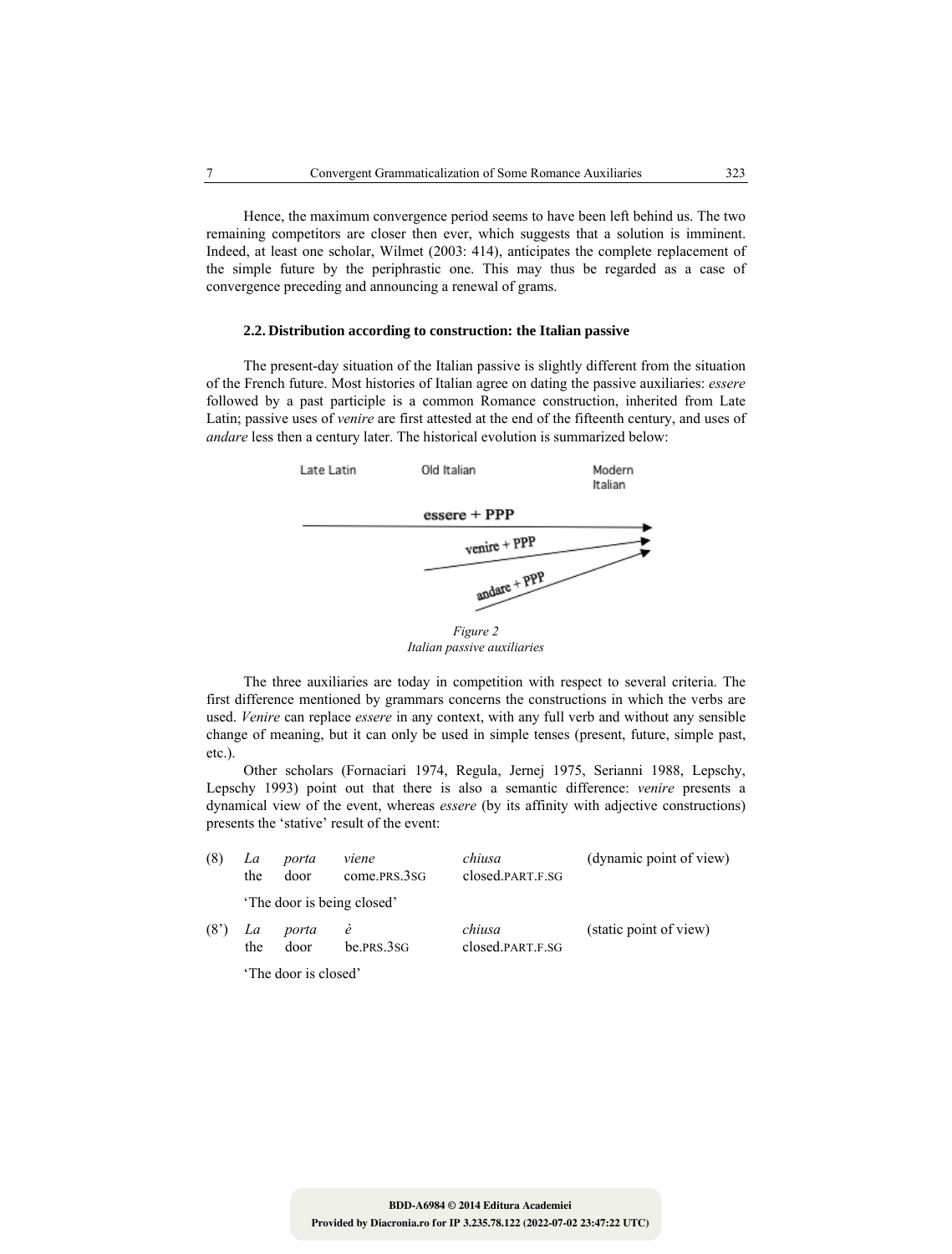Hence, the maximum convergence period seems to have been left behind us. The two remaining competitors are closer then ever, which suggests that a solution is imminent. Indeed, at least one scholar, Wilmet (2003: 414), anticipates the complete replacement of the simple future by the periphrastic one. This may thus be regarded as a case of convergence preceding and announcing a renewal of grams.

### 2.2. Distribution according to construction: the Italian passive

The present-day situation of the Italian passive is slightly different from the situation of the French future. Most histories of Italian agree on dating the passive auxiliaries: *essere* followed by a past participle is a common Romance construction, inherited from Late Latin; passive uses of *venire* are first attested at the end of the fifteenth century, and uses of *andare* less then a century later. The historical evolution is summarized below:

Late Latin — Old Italian — Modern Italian

essere + PPP

venire + PPP

andare + PPP

*Figure 2*
*Italian passive auxiliaries*

The three auxiliaries are today in competition with respect to several criteria. The first difference mentioned by grammars concerns the constructions in which the verbs are used. *Venire* can replace *essere* in any context, with any full verb and without any sensible change of meaning, but it can only be used in simple tenses (present, future, simple past, etc.).

Other scholars (Fornaciari 1974, Regula, Jernej 1975, Serianni 1988, Lepschy, Lepschy 1993) point out that there is also a semantic difference: *venire* presents a dynamical view of the event, whereas *essere* (by its affinity with adjective constructions) presents the 'stative' result of the event:

(8) *La porta viene chiusa* (dynamic point of view)
the door come.PRS.3SG closed.PART.F.SG
'The door is being closed'

(8') *La porta è chiusa* (static point of view)
the door be.PRS.3SG closed.PART.F.SG
'The door is closed'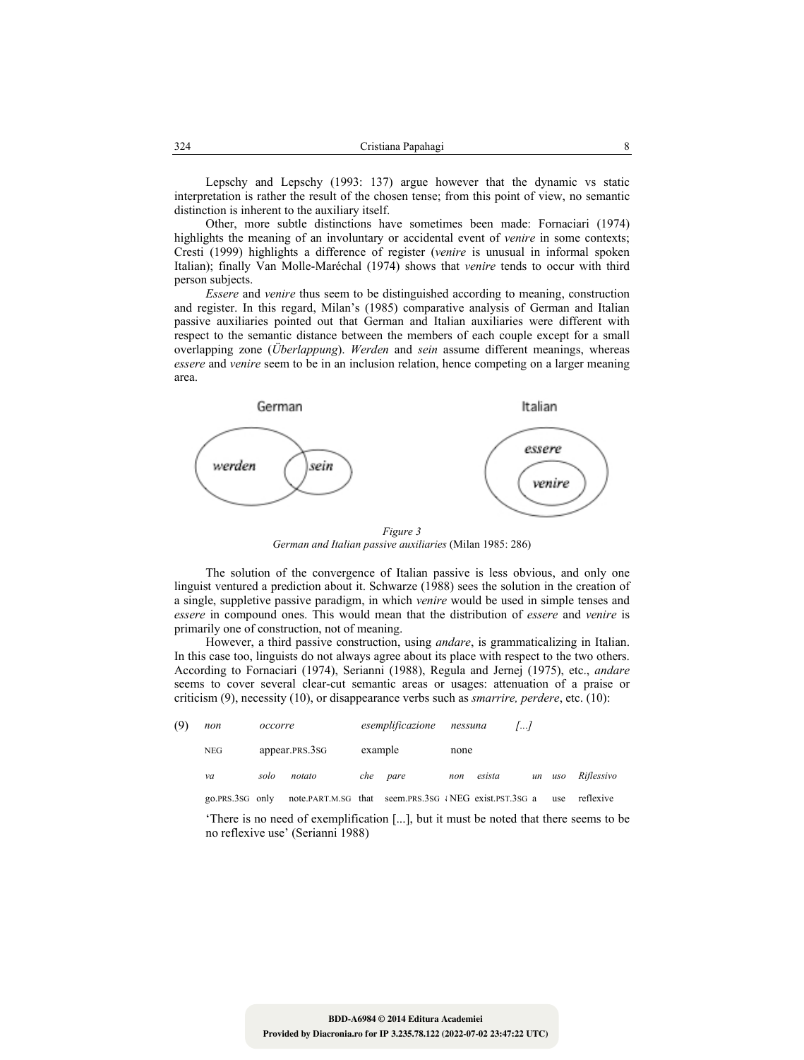Lepschy and Lepschy (1993: 137) argue however that the dynamic vs static interpretation is rather the result of the chosen tense; from this point of view, no semantic distinction is inherent to the auxiliary itself.

Other, more subtle distinctions have sometimes been made: Fornaciari (1974) highlights the meaning of an involuntary or accidental event of *venire* in some contexts; Cresti (1999) highlights a difference of register (*venire* is unusual in informal spoken Italian); finally Van Molle-Maréchal (1974) shows that *venire* tends to occur with third person subjects.

*Essere* and *venire* thus seem to be distinguished according to meaning, construction and register. In this regard, Milan's (1985) comparative analysis of German and Italian passive auxiliaries pointed out that German and Italian auxiliaries were different with respect to the semantic distance between the members of each couple except for a small overlapping zone (*Überlappung*). *Werden* and *sein* assume different meanings, whereas *essere* and *venire* seem to be in an inclusion relation, hence competing on a larger meaning area.

German: *werden*, *sein*

Italian: *essere*, *venire*

*Figure 3*
*German and Italian passive auxiliaries* (Milan 1985: 286)

The solution of the convergence of Italian passive is less obvious, and only one linguist ventured a prediction about it. Schwarze (1988) sees the solution in the creation of a single, suppletive passive paradigm, in which *venire* would be used in simple tenses and *essere* in compound ones. This would mean that the distribution of *essere* and *venire* is primarily one of construction, not of meaning.

However, a third passive construction, using *andare*, is grammaticalizing in Italian. In this case too, linguists do not always agree about its place with respect to the two others. According to Fornaciari (1974), Serianni (1988), Regula and Jernej (1975), etc., *andare* seems to cover several clear-cut semantic areas or usages: attenuation of a praise or criticism (9), necessity (10), or disappearance verbs such as *smarrire, perdere*, etc. (10):

(9) *non* *occorre* *esemplificazione* *nessuna* *[...]*
NEG appear.PRS.3SG example none
*va* *solo* *notato* *che* *pare* *non* *esista* *un* *uso* *Riflessivo*
go.PRS.3SG only note.PART.M.SG that seem.PRS.3SG NEG exist.PST.3SG a use reflexive

'There is no need of exemplification [...], but it must be noted that there seems to be no reflexive use' (Serianni 1988)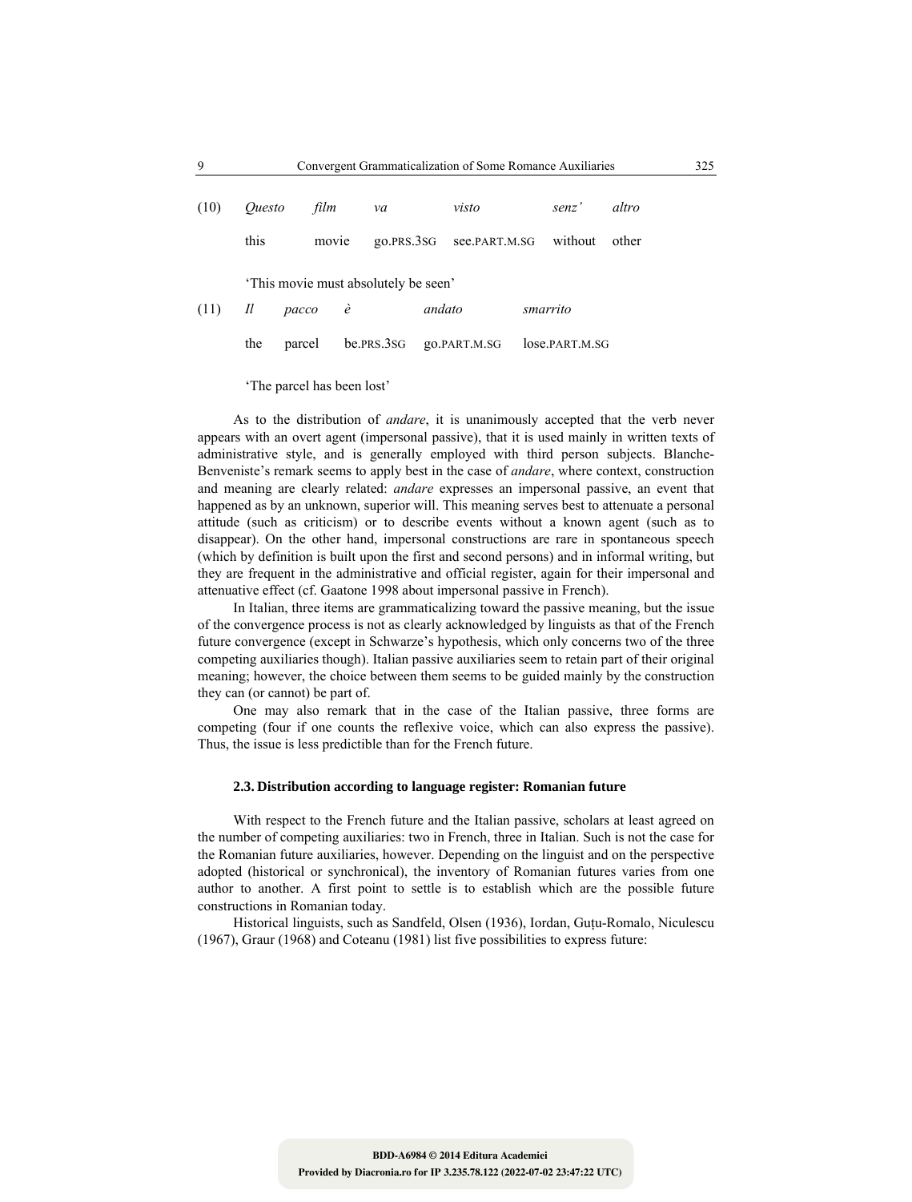(10) *Questo film va visto senz' altro*

this movie go.PRS.3SG see.PART.M.SG without other

'This movie must absolutely be seen'

(11) *Il pacco è andato smarrito*

the parcel be.PRS.3SG go.PART.M.SG lose.PART.M.SG

'The parcel has been lost'

As to the distribution of *andare*, it is unanimously accepted that the verb never appears with an overt agent (impersonal passive), that it is used mainly in written texts of administrative style, and is generally employed with third person subjects. Blanche-Benveniste's remark seems to apply best in the case of *andare*, where context, construction and meaning are clearly related: *andare* expresses an impersonal passive, an event that happened as by an unknown, superior will. This meaning serves best to attenuate a personal attitude (such as criticism) or to describe events without a known agent (such as to disappear). On the other hand, impersonal constructions are rare in spontaneous speech (which by definition is built upon the first and second persons) and in informal writing, but they are frequent in the administrative and official register, again for their impersonal and attenuative effect (cf. Gaatone 1998 about impersonal passive in French).

In Italian, three items are grammaticalizing toward the passive meaning, but the issue of the convergence process is not as clearly acknowledged by linguists as that of the French future convergence (except in Schwarze's hypothesis, which only concerns two of the three competing auxiliaries though). Italian passive auxiliaries seem to retain part of their original meaning; however, the choice between them seems to be guided mainly by the construction they can (or cannot) be part of.

One may also remark that in the case of the Italian passive, three forms are competing (four if one counts the reflexive voice, which can also express the passive). Thus, the issue is less predictible than for the French future.

### 2.3. Distribution according to language register: Romanian future

With respect to the French future and the Italian passive, scholars at least agreed on the number of competing auxiliaries: two in French, three in Italian. Such is not the case for the Romanian future auxiliaries, however. Depending on the linguist and on the perspective adopted (historical or synchronical), the inventory of Romanian futures varies from one author to another. A first point to settle is to establish which are the possible future constructions in Romanian today.

Historical linguists, such as Sandfeld, Olsen (1936), Iordan, Guțu-Romalo, Niculescu (1967), Graur (1968) and Coteanu (1981) list five possibilities to express future: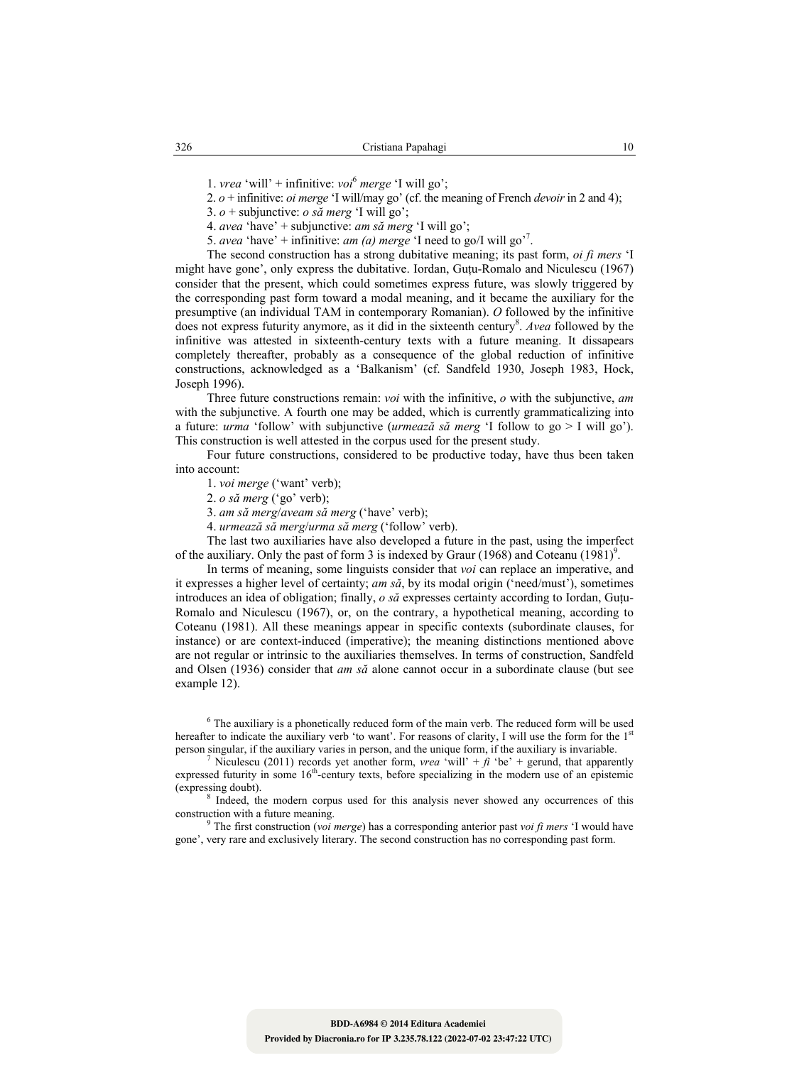1. *vrea* 'will' + infinitive: *voi*[6] *merge* 'I will go';

2. *o* + infinitive: *oi merge* 'I will/may go' (cf. the meaning of French *devoir* in 2 and 4);

3. *o* + subjunctive: *o să merg* 'I will go';

4. *avea* 'have' + subjunctive: *am să merg* 'I will go';

5. *avea* 'have' + infinitive: *am (a) merge* 'I need to go/I will go'[7].

The second construction has a strong dubitative meaning; its past form, *oi fi mers* 'I might have gone', only express the dubitative. Iordan, Guțu-Romalo and Niculescu (1967) consider that the present, which could sometimes express future, was slowly triggered by the corresponding past form toward a modal meaning, and it became the auxiliary for the presumptive (an individual TAM in contemporary Romanian). *O* followed by the infinitive does not express futurity anymore, as it did in the sixteenth century[8]. *Avea* followed by the infinitive was attested in sixteenth-century texts with a future meaning. It dissapears completely thereafter, probably as a consequence of the global reduction of infinitive constructions, acknowledged as a 'Balkanism' (cf. Sandfeld 1930, Joseph 1983, Hock, Joseph 1996).

Three future constructions remain: *voi* with the infinitive, *o* with the subjunctive, *am* with the subjunctive. A fourth one may be added, which is currently grammaticalizing into a future: *urma* 'follow' with subjunctive (*urmează să merg* 'I follow to go > I will go'). This construction is well attested in the corpus used for the present study.

Four future constructions, considered to be productive today, have thus been taken into account:

1. *voi merge* ('want' verb);

2. *o să merg* ('go' verb);

3. *am să merg*/*aveam să merg* ('have' verb);

4. *urmează să merg*/*urma să merg* ('follow' verb).

The last two auxiliaries have also developed a future in the past, using the imperfect of the auxiliary. Only the past of form 3 is indexed by Graur (1968) and Coteanu (1981)[9].

In terms of meaning, some linguists consider that *voi* can replace an imperative, and it expresses a higher level of certainty; *am să*, by its modal origin ('need/must'), sometimes introduces an idea of obligation; finally, *o să* expresses certainty according to Iordan, Guțu-Romalo and Niculescu (1967), or, on the contrary, a hypothetical meaning, according to Coteanu (1981). All these meanings appear in specific contexts (subordinate clauses, for instance) or are context-induced (imperative); the meaning distinctions mentioned above are not regular or intrinsic to the auxiliaries themselves. In terms of construction, Sandfeld and Olsen (1936) consider that *am să* alone cannot occur in a subordinate clause (but see example 12).

---

[6] The auxiliary is a phonetically reduced form of the main verb. The reduced form will be used hereafter to indicate the auxiliary verb 'to want'. For reasons of clarity, I will use the form for the 1st person singular, if the auxiliary varies in person, and the unique form, if the auxiliary is invariable.

[7] Niculescu (2011) records yet another form, *vrea* 'will' + *fi* 'be' + gerund, that apparently expressed futurity in some 16th-century texts, before specializing in the modern use of an epistemic (expressing doubt).

[8] Indeed, the modern corpus used for this analysis never showed any occurrences of this construction with a future meaning.

[9] The first construction (*voi merge*) has a corresponding anterior past *voi fi mers* 'I would have gone', very rare and exclusively literary. The second construction has no corresponding past form.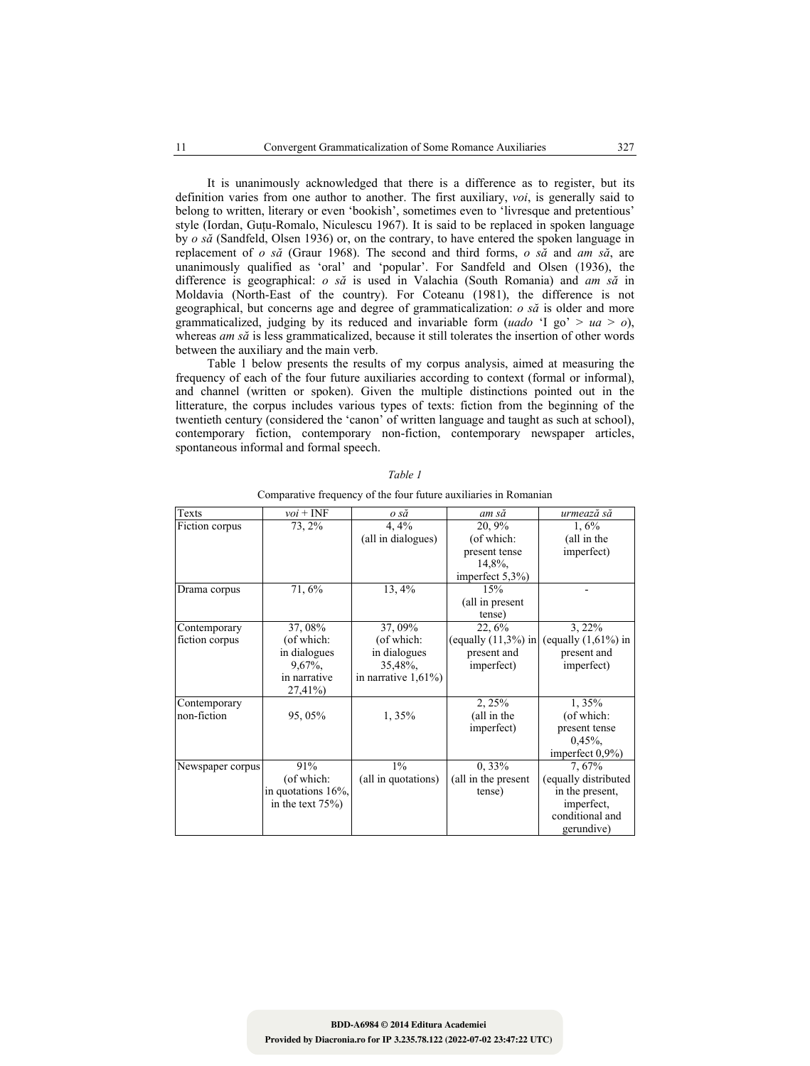It is unanimously acknowledged that there is a difference as to register, but its definition varies from one author to another. The first auxiliary, *voi*, is generally said to belong to written, literary or even 'bookish', sometimes even to 'livresque and pretentious' style (Iordan, Guțu-Romalo, Niculescu 1967). It is said to be replaced in spoken language by *o să* (Sandfeld, Olsen 1936) or, on the contrary, to have entered the spoken language in replacement of *o să* (Graur 1968). The second and third forms, *o să* and *am să*, are unanimously qualified as 'oral' and 'popular'. For Sandfeld and Olsen (1936), the difference is geographical: *o să* is used in Valachia (South Romania) and *am să* in Moldavia (North-East of the country). For Coteanu (1981), the difference is not geographical, but concerns age and degree of grammaticalization: *o să* is older and more grammaticalized, judging by its reduced and invariable form (*uado* 'I go' > *ua* > *o*), whereas *am să* is less grammaticalized, because it still tolerates the insertion of other words between the auxiliary and the main verb.

Table 1 below presents the results of my corpus analysis, aimed at measuring the frequency of each of the four future auxiliaries according to context (formal or informal), and channel (written or spoken). Given the multiple distinctions pointed out in the litterature, the corpus includes various types of texts: fiction from the beginning of the twentieth century (considered the 'canon' of written language and taught as such at school), contemporary fiction, contemporary non-fiction, contemporary newspaper articles, spontaneous informal and formal speech.

*Table 1*

Comparative frequency of the four future auxiliaries in Romanian

| Texts | *voi* + INF | *o să* | *am să* | *urmează să* |
|---|---|---|---|---|
| Fiction corpus | 73, 2% | 4, 4% (all in dialogues) | 20, 9% (of which: present tense 14,8%, imperfect 5,3%) | 1, 6% (all in the imperfect) |
| Drama corpus | 71, 6% | 13, 4% | 15% (all in present tense) | - |
| Contemporary fiction corpus | 37, 08% (of which: in dialogues 9,67%, in narrative 27,41%) | 37, 09% (of which: in dialogues 35,48%, in narrative 1,61%) | 22, 6% (equally (11,3%) in present and imperfect) | 3, 22% (equally (1,61%) in present and imperfect) |
| Contemporary non-fiction | 95, 05% | 1, 35% | 2, 25% (all in the imperfect) | 1, 35% (of which: present tense 0,45%, imperfect 0,9%) |
| Newspaper corpus | 91% (of which: in quotations 16%, in the text 75%) | 1% (all in quotations) | 0, 33% (all in the present tense) | 7, 67% (equally distributed in the present, imperfect, conditional and gerundive) |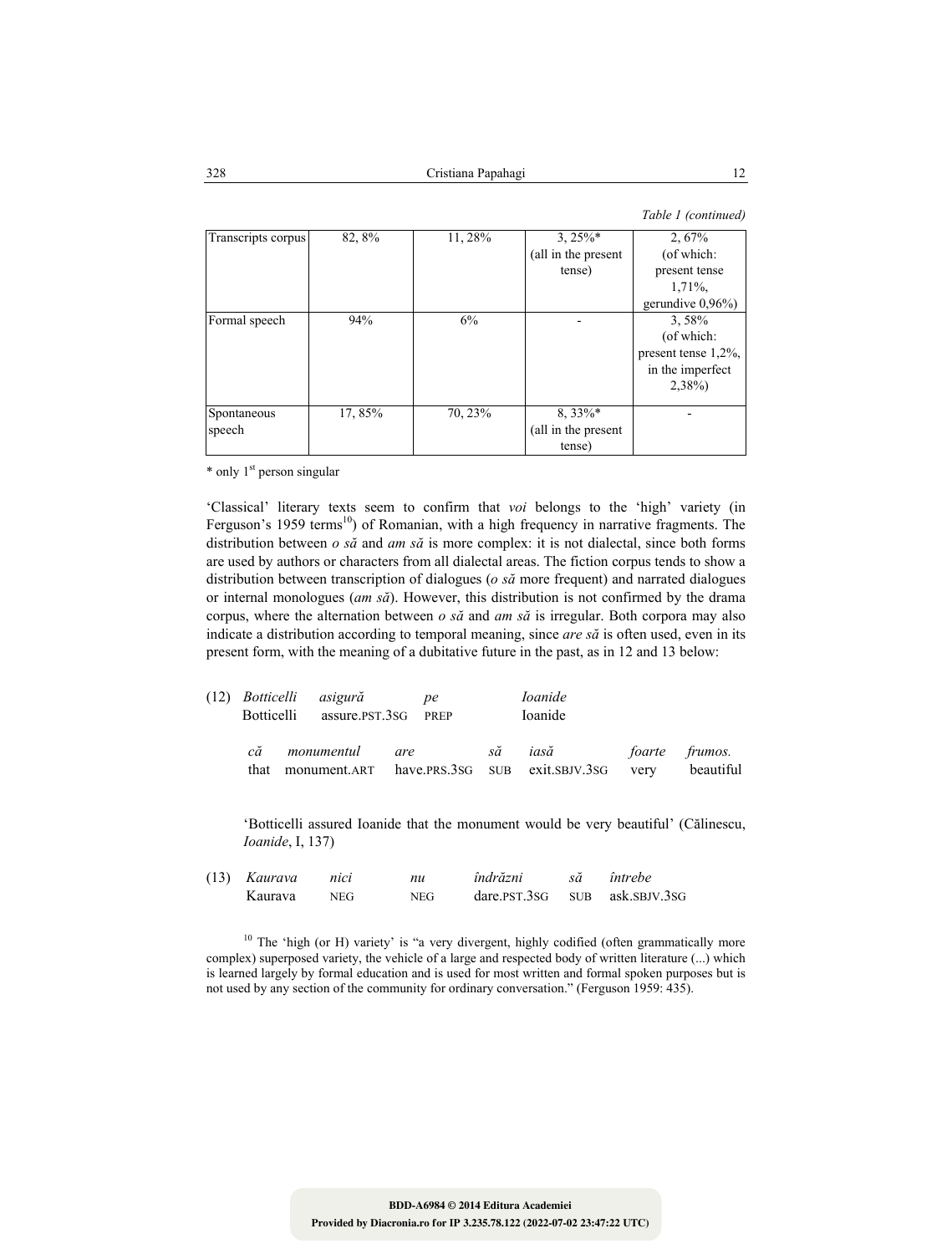*Table 1 (continued)*

| | | | | |
|---|---|---|---|---|
| Transcripts corpus | 82, 8% | 11, 28% | 3, 25%* (all in the present tense) | 2, 67% (of which: present tense 1,71%, gerundive 0,96%) |
| Formal speech | 94% | 6% | - | 3, 58% (of which: present tense 1,2%, in the imperfect 2,38%) |
| Spontaneous speech | 17, 85% | 70, 23% | 8, 33%* (all in the present tense) | - |

\* only 1st person singular

'Classical' literary texts seem to confirm that *voi* belongs to the 'high' variety (in Ferguson's 1959 terms[10]) of Romanian, with a high frequency in narrative fragments. The distribution between *o să* and *am să* is more complex: it is not dialectal, since both forms are used by authors or characters from all dialectal areas. The fiction corpus tends to show a distribution between transcription of dialogues (*o să* more frequent) and narrated dialogues or internal monologues (*am să*). However, this distribution is not confirmed by the drama corpus, where the alternation between *o să* and *am să* is irregular. Both corpora may also indicate a distribution according to temporal meaning, since *are să* is often used, even in its present form, with the meaning of a dubitative future in the past, as in 12 and 13 below:

(12) *Botticelli asigură pe Ioanide*
Botticelli assure.PST.3SG PREP Ioanide

*că monumentul are să iasă foarte frumos.*
that monument.ART have.PRS.3SG SUB exit.SBJV.3SG very beautiful

'Botticelli assured Ioanide that the monument would be very beautiful' (Călinescu, *Ioanide*, I, 137)

(13) *Kaurava nici nu îndrăzni să întrebe*
Kaurava NEG NEG dare.PST.3SG SUB ask.SBJV.3SG

[10] The 'high (or H) variety' is "a very divergent, highly codified (often grammatically more complex) superposed variety, the vehicle of a large and respected body of written literature (...) which is learned largely by formal education and is used for most written and formal spoken purposes but is not used by any section of the community for ordinary conversation." (Ferguson 1959: 435).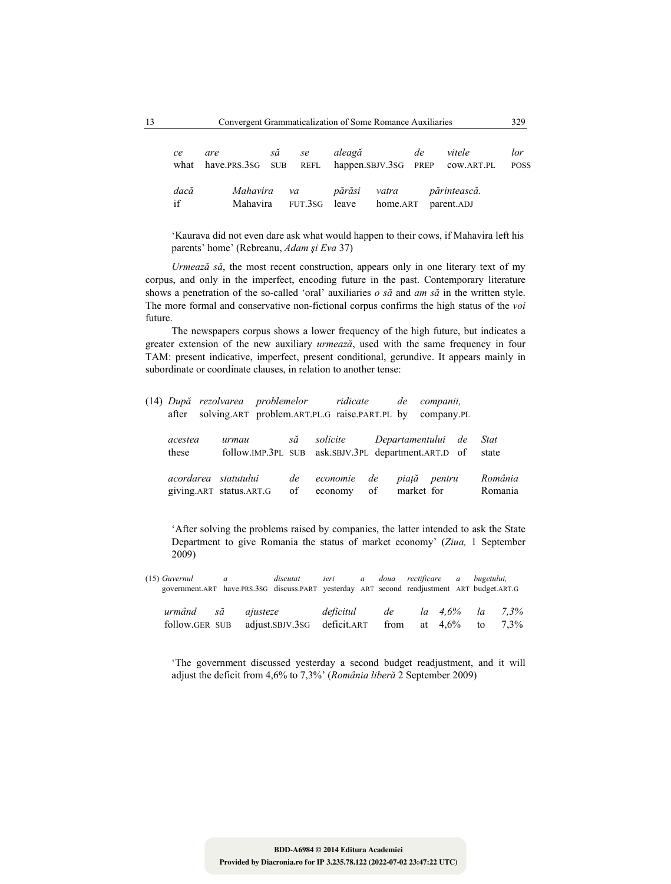*ce* *are* *să* *se* *aleagă* *de* *vitele* *lor*
what have.PRS.3SG SUB REFL happen.SBJV.3SG PREP cow.ART.PL POSS

*dacă* *Mahavira* *va* *părăsi* *vatra* *părintească.*
if Mahavira FUT.3SG leave home.ART parent.ADJ

'Kaurava did not even dare ask what would happen to their cows, if Mahavira left his parents' home' (Rebreanu, *Adam şi Eva* 37)

*Urmează să*, the most recent construction, appears only in one literary text of my corpus, and only in the imperfect, encoding future in the past. Contemporary literature shows a penetration of the so-called 'oral' auxiliaries *o să* and *am să* in the written style. The more formal and conservative non-fictional corpus confirms the high status of the *voi* future.

The newspapers corpus shows a lower frequency of the high future, but indicates a greater extension of the new auxiliary *urmează*, used with the same frequency in four TAM: present indicative, imperfect, present conditional, gerundive. It appears mainly in subordinate or coordinate clauses, in relation to another tense:

(14) *După* *rezolvarea* *problemelor* *ridicate* *de* *companii,*
after solving.ART problem.ART.PL.G raise.PART.PL by company.PL

*acestea* *urmau* *să* *solicite* *Departamentului* *de* *Stat*
these follow.IMP.3PL SUB ask.SBJV.3PL department.ART.D of state

*acordarea* *statutului* *de* *economie* *de* *piaţă* *pentru* *România*
giving.ART status.ART.G of economy of market for Romania

'After solving the problems raised by companies, the latter intended to ask the State Department to give Romania the status of market economy' (*Ziua,* 1 September 2009)

(15) *Guvernul* *a* *discutat* *ieri* *a* *doua* *rectificare* *a* *bugetului,*
government.ART have.PRS.3SG discuss.PART yesterday ART second readjustment ART budget.ART.G

*urmând* *să* *ajusteze* *deficitul* *de* *la* *4,6%* *la* *7,3%*
follow.GER SUB adjust.SBJV.3SG deficit.ART from at 4,6% to 7,3%

'The government discussed yesterday a second budget readjustment, and it will adjust the deficit from 4,6% to 7,3%' (*România liberă* 2 September 2009)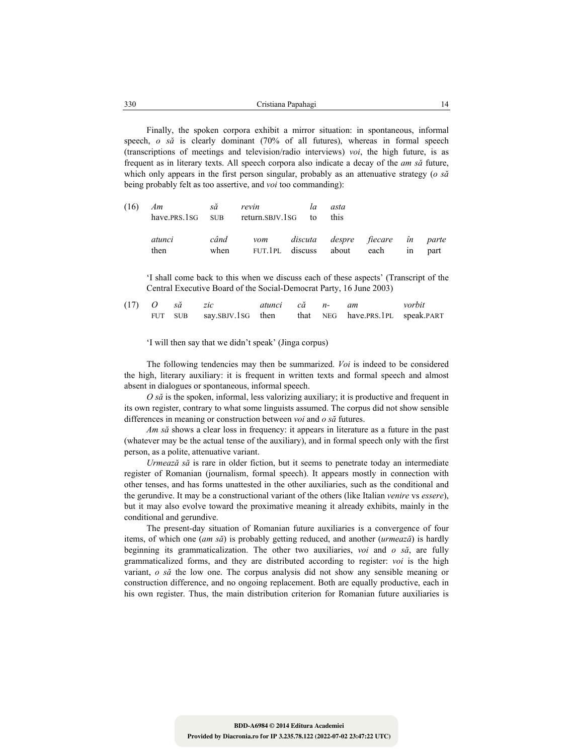Finally, the spoken corpora exhibit a mirror situation: in spontaneous, informal speech, *o să* is clearly dominant (70% of all futures), whereas in formal speech (transcriptions of meetings and television/radio interviews) *voi*, the high future, is as frequent as in literary texts. All speech corpora also indicate a decay of the *am să* future, which only appears in the first person singular, probably as an attenuative strategy (*o să* being probably felt as too assertive, and *voi* too commanding):

(16)

| *Am* | *să* | *revin* | *la* | *asta* |
|---|---|---|---|---|
| have.PRS.1SG | SUB | return.SBJV.1SG | to | this |

| *atunci* | *când* | *vom* | *discuta* | *despre* | *fiecare* | *în* | *parte* |
|---|---|---|---|---|---|---|---|
| then | when | FUT.1PL | discuss | about | each | in | part |

'I shall come back to this when we discuss each of these aspects' (Transcript of the Central Executive Board of the Social-Democrat Party, 16 June 2003)

(17)

| *O* | *să* | *zic* | *atunci* | *că* | *n-* | *am* | *vorbit* |
|---|---|---|---|---|---|---|---|
| FUT | SUB | say.SBJV.1SG | then | that | NEG | have.PRS.1PL | speak.PART |

'I will then say that we didn't speak' (Jinga corpus)

The following tendencies may then be summarized. *Voi* is indeed to be considered the high, literary auxiliary: it is frequent in written texts and formal speech and almost absent in dialogues or spontaneous, informal speech.

*O să* is the spoken, informal, less valorizing auxiliary; it is productive and frequent in its own register, contrary to what some linguists assumed. The corpus did not show sensible differences in meaning or construction between *voi* and *o să* futures.

*Am să* shows a clear loss in frequency: it appears in literature as a future in the past (whatever may be the actual tense of the auxiliary), and in formal speech only with the first person, as a polite, attenuative variant.

*Urmează să* is rare in older fiction, but it seems to penetrate today an intermediate register of Romanian (journalism, formal speech). It appears mostly in connection with other tenses, and has forms unattested in the other auxiliaries, such as the conditional and the gerundive. It may be a constructional variant of the others (like Italian *venire* vs *essere*), but it may also evolve toward the proximative meaning it already exhibits, mainly in the conditional and gerundive.

The present-day situation of Romanian future auxiliaries is a convergence of four items, of which one (*am să*) is probably getting reduced, and another (*urmează*) is hardly beginning its grammaticalization. The other two auxiliaries, *voi* and *o să*, are fully grammaticalized forms, and they are distributed according to register: *voi* is the high variant, *o să* the low one. The corpus analysis did not show any sensible meaning or construction difference, and no ongoing replacement. Both are equally productive, each in his own register. Thus, the main distribution criterion for Romanian future auxiliaries is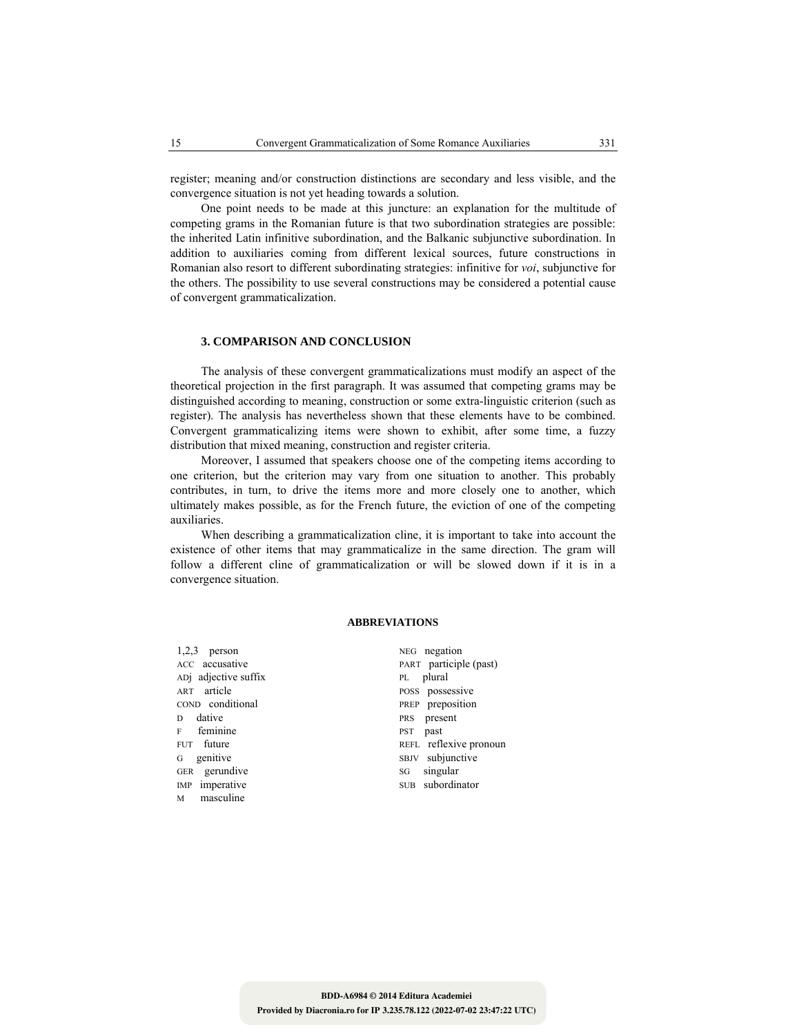register; meaning and/or construction distinctions are secondary and less visible, and the convergence situation is not yet heading towards a solution.

One point needs to be made at this juncture: an explanation for the multitude of competing grams in the Romanian future is that two subordination strategies are possible: the inherited Latin infinitive subordination, and the Balkanic subjunctive subordination. In addition to auxiliaries coming from different lexical sources, future constructions in Romanian also resort to different subordinating strategies: infinitive for *voi*, subjunctive for the others. The possibility to use several constructions may be considered a potential cause of convergent grammaticalization.

## 3. COMPARISON AND CONCLUSION

The analysis of these convergent grammaticalizations must modify an aspect of the theoretical projection in the first paragraph. It was assumed that competing grams may be distinguished according to meaning, construction or some extra-linguistic criterion (such as register). The analysis has nevertheless shown that these elements have to be combined. Convergent grammaticalizing items were shown to exhibit, after some time, a fuzzy distribution that mixed meaning, construction and register criteria.

Moreover, I assumed that speakers choose one of the competing items according to one criterion, but the criterion may vary from one situation to another. This probably contributes, in turn, to drive the items more and more closely one to another, which ultimately makes possible, as for the French future, the eviction of one of the competing auxiliaries.

When describing a grammaticalization cline, it is important to take into account the existence of other items that may grammaticalize in the same direction. The gram will follow a different cline of grammaticalization or will be slowed down if it is in a convergence situation.

### ABBREVIATIONS

1,2,3 person
ACC accusative
ADj adjective suffix
ART article
COND conditional
D dative
F feminine
FUT future
G genitive
GER gerundive
IMP imperative
M masculine
NEG negation
PART participle (past)
PL plural
POSS possessive
PREP preposition
PRS present
PST past
REFL reflexive pronoun
SBJV subjunctive
SG singular
SUB subordinator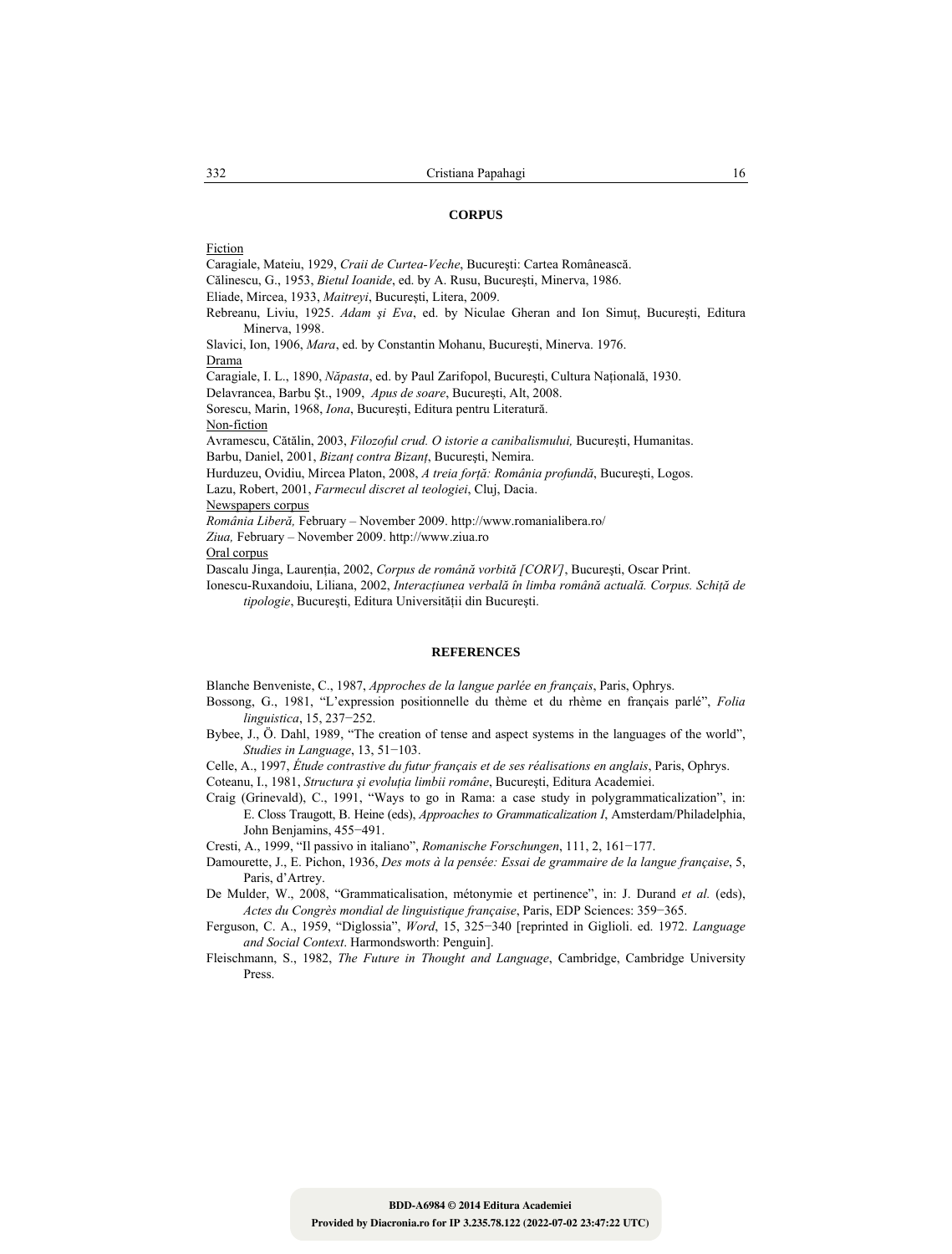## CORPUS

Fiction

Caragiale, Mateiu, 1929, *Craii de Curtea-Veche*, Bucureşti: Cartea Românească.

Călinescu, G., 1953, *Bietul Ioanide*, ed. by A. Rusu, Bucureşti, Minerva, 1986.

Eliade, Mircea, 1933, *Maitreyi*, Bucureşti, Litera, 2009.

Rebreanu, Liviu, 1925. *Adam şi Eva*, ed. by Niculae Gheran and Ion Simuţ, Bucureşti, Editura Minerva, 1998.

Slavici, Ion, 1906, *Mara*, ed. by Constantin Mohanu, Bucureşti, Minerva. 1976.

Drama

Caragiale, I. L., 1890, *Năpasta*, ed. by Paul Zarifopol, Bucureşti, Cultura Naţională, 1930.

Delavrancea, Barbu Şt., 1909, *Apus de soare*, Bucureşti, Alt, 2008.

Sorescu, Marin, 1968, *Iona*, Bucureşti, Editura pentru Literatură.

Non-fiction

Avramescu, Cătălin, 2003, *Filozoful crud. O istorie a canibalismului,* Bucureşti, Humanitas.

Barbu, Daniel, 2001, *Bizanţ contra Bizanţ*, Bucureşti, Nemira.

Hurduzeu, Ovidiu, Mircea Platon, 2008, *A treia forţă: România profundă*, Bucureşti, Logos.

Lazu, Robert, 2001, *Farmecul discret al teologiei*, Cluj, Dacia.

Newspapers corpus

*România Liberă,* February – November 2009. http://www.romanialibera.ro/

*Ziua,* February – November 2009. http://www.ziua.ro

Oral corpus

Dascalu Jinga, Laurenţia, 2002, *Corpus de română vorbită [CORV]*, Bucureşti, Oscar Print.

Ionescu-Ruxandoiu, Liliana, 2002, *Interacţiunea verbală în limba română actuală. Corpus. Schiţă de tipologie*, Bucureşti, Editura Universităţii din Bucureşti.

## REFERENCES

Blanche Benveniste, C., 1987, *Approches de la langue parlée en français*, Paris, Ophrys.

Bossong, G., 1981, "L'expression positionnelle du thème et du rhème en français parlé", *Folia linguistica*, 15, 237−252.

Bybee, J., Ö. Dahl, 1989, "The creation of tense and aspect systems in the languages of the world", *Studies in Language*, 13, 51−103.

Celle, A., 1997, *Étude contrastive du futur français et de ses réalisations en anglais*, Paris, Ophrys.

Coteanu, I., 1981, *Structura şi evoluţia limbii române*, Bucureşti, Editura Academiei.

Craig (Grinevald), C., 1991, "Ways to go in Rama: a case study in polygrammaticalization", in: E. Closs Traugott, B. Heine (eds), *Approaches to Grammaticalization I*, Amsterdam/Philadelphia, John Benjamins, 455−491.

Cresti, A., 1999, "Il passivo in italiano", *Romanische Forschungen*, 111, 2, 161−177.

Damourette, J., E. Pichon, 1936, *Des mots à la pensée: Essai de grammaire de la langue française*, 5, Paris, d'Artrey.

De Mulder, W., 2008, "Grammaticalisation, métonymie et pertinence", in: J. Durand *et al.* (eds), *Actes du Congrès mondial de linguistique française*, Paris, EDP Sciences: 359−365.

Ferguson, C. A., 1959, "Diglossia", *Word*, 15, 325−340 [reprinted in Giglioli. ed. 1972. *Language and Social Context*. Harmondsworth: Penguin].

Fleischmann, S., 1982, *The Future in Thought and Language*, Cambridge, Cambridge University Press.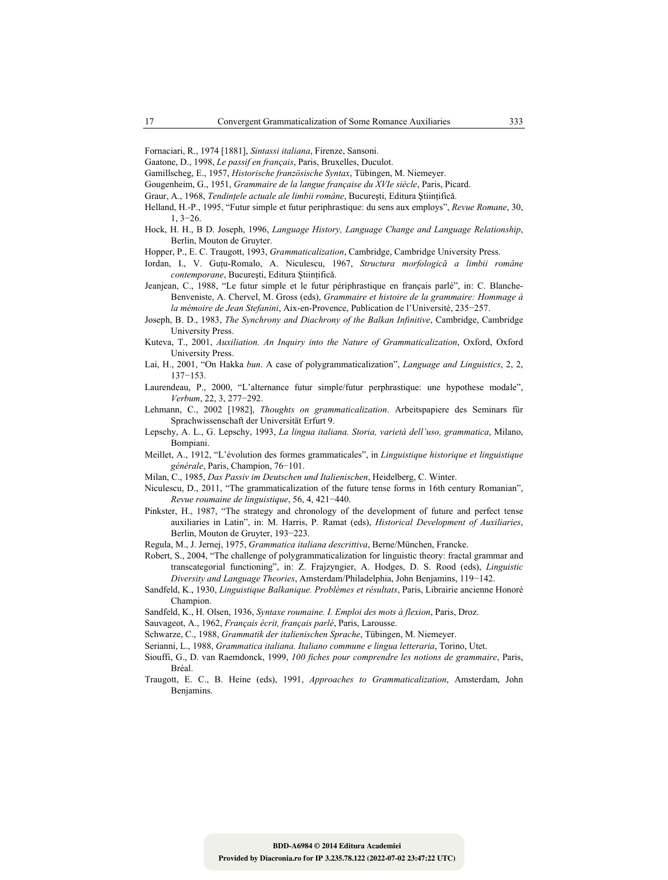Fornaciari, R., 1974 [1881], *Sintassi italiana*, Firenze, Sansoni.

Gaatone, D., 1998, *Le passif en français*, Paris, Bruxelles, Duculot.

Gamillscheg, E., 1957, *Historische französische Syntax*, Tübingen, M. Niemeyer.

Gougenheim, G., 1951, *Grammaire de la langue française du XVIe siècle*, Paris, Picard.

Graur, A., 1968, *Tendințele actuale ale limbii române*, București, Editura Științifică.

Helland, H.-P., 1995, "Futur simple et futur periphrastique: du sens aux employs", *Revue Romane*, 30, 1, 3−26.

Hock, H. H., B D. Joseph, 1996, *Language History, Language Change and Language Relationship*, Berlin, Mouton de Gruyter.

Hopper, P., E. C. Traugott, 1993, *Grammaticalization*, Cambridge, Cambridge University Press.

Iordan, I., V. Guțu-Romalo, A. Niculescu, 1967, *Structura morfologică a limbii române contemporane*, București, Editura Științifică.

Jeanjean, C., 1988, "Le futur simple et le futur périphrastique en français parlé", in: C. Blanche-Benveniste, A. Chervel, M. Gross (eds), *Grammaire et histoire de la grammaire: Hommage à la mémoire de Jean Stefanini*, Aix-en-Provence, Publication de l'Université, 235−257.

Joseph, B. D., 1983, *The Synchrony and Diachrony of the Balkan Infinitive*, Cambridge, Cambridge University Press.

Kuteva, T., 2001, *Auxiliation. An Inquiry into the Nature of Grammaticalization*, Oxford, Oxford University Press.

Lai, H., 2001, "On Hakka *bun*. A case of polygrammaticalization", *Language and Linguistics*, 2, 2, 137−153.

Laurendeau, P., 2000, "L'alternance futur simple/futur perphrastique: une hypothese modale", *Verbum*, 22, 3, 277−292.

Lehmann, C., 2002 [1982], *Thoughts on grammaticalization*. Arbeitspapiere des Seminars für Sprachwissenschaft der Universität Erfurt 9.

Lepschy, A. L., G. Lepschy, 1993, *La lingua italiana. Storia, varietà dell'uso, grammatica*, Milano, Bompiani.

Meillet, A., 1912, "L'évolution des formes grammaticales", in *Linguistique historique et linguistique générale*, Paris, Champion, 76−101.

Milan, C., 1985, *Das Passiv im Deutschen und Italienischen*, Heidelberg, C. Winter.

Niculescu, D., 2011, "The grammaticalization of the future tense forms in 16th century Romanian", *Revue roumaine de linguistique*, 56, 4, 421−440.

Pinkster, H., 1987, "The strategy and chronology of the development of future and perfect tense auxiliaries in Latin", in: M. Harris, P. Ramat (eds), *Historical Development of Auxiliaries*, Berlin, Mouton de Gruyter, 193−223.

Regula, M., J. Jernej, 1975, *Grammatica italiana descrittiva*, Berne/München, Francke.

Robert, S., 2004, "The challenge of polygrammaticalization for linguistic theory: fractal grammar and transcategorial functioning", in: Z. Frajzyngier, A. Hodges, D. S. Rood (eds), *Linguistic Diversity and Language Theories*, Amsterdam/Philadelphia, John Benjamins, 119−142.

Sandfeld, K., 1930, *Linguistique Balkanique. Problèmes et résultats*, Paris, Librairie ancienne Honoré Champion.

Sandfeld, K., H. Olsen, 1936, *Syntaxe roumaine. I. Emploi des mots à flexion*, Paris, Droz.

Sauvageot, A., 1962, *Français écrit, français parlé*, Paris, Larousse.

Schwarze, C., 1988, *Grammatik der italienischen Sprache*, Tübingen, M. Niemeyer.

Serianni, L., 1988, *Grammatica italiana. Italiano commune e lingua letteraria*, Torino, Utet.

Siouffi, G., D. van Raemdonck, 1999, *100 fiches pour comprendre les notions de grammaire*, Paris, Bréal.

Traugott, E. C., B. Heine (eds), 1991, *Approaches to Grammaticalization*, Amsterdam, John Benjamins.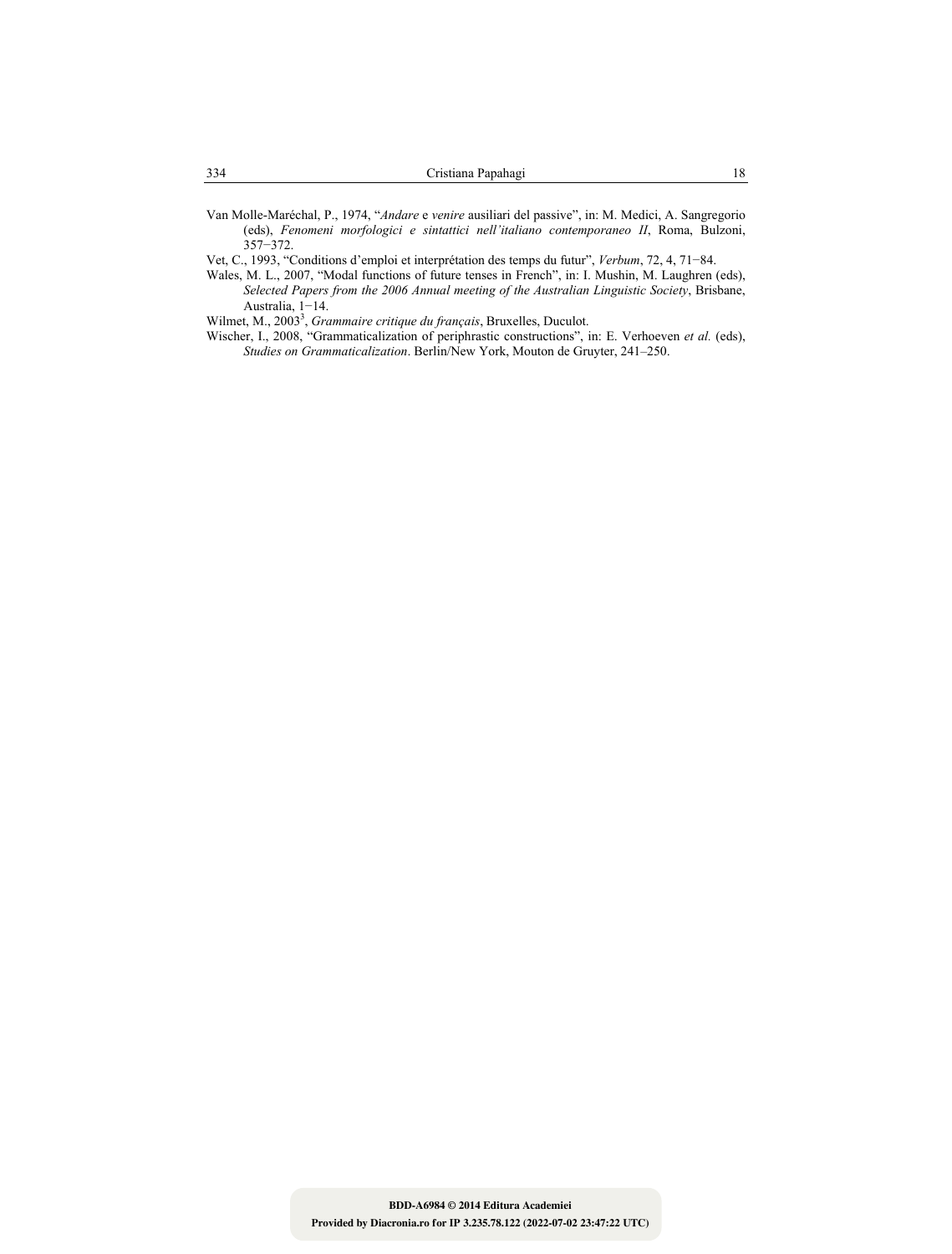Van Molle-Maréchal, P., 1974, "*Andare* e *venire* ausiliari del passive", in: M. Medici, A. Sangregorio (eds), *Fenomeni morfologici e sintattici nell'italiano contemporaneo II*, Roma, Bulzoni, 357−372.

Vet, C., 1993, "Conditions d'emploi et interprétation des temps du futur", *Verbum*, 72, 4, 71−84.

Wales, M. L., 2007, "Modal functions of future tenses in French", in: I. Mushin, M. Laughren (eds), *Selected Papers from the 2006 Annual meeting of the Australian Linguistic Society*, Brisbane, Australia, 1−14.

Wilmet, M., 2003[3], *Grammaire critique du français*, Bruxelles, Duculot.

Wischer, I., 2008, "Grammaticalization of periphrastic constructions", in: E. Verhoeven *et al.* (eds), *Studies on Grammaticalization*. Berlin/New York, Mouton de Gruyter, 241–250.